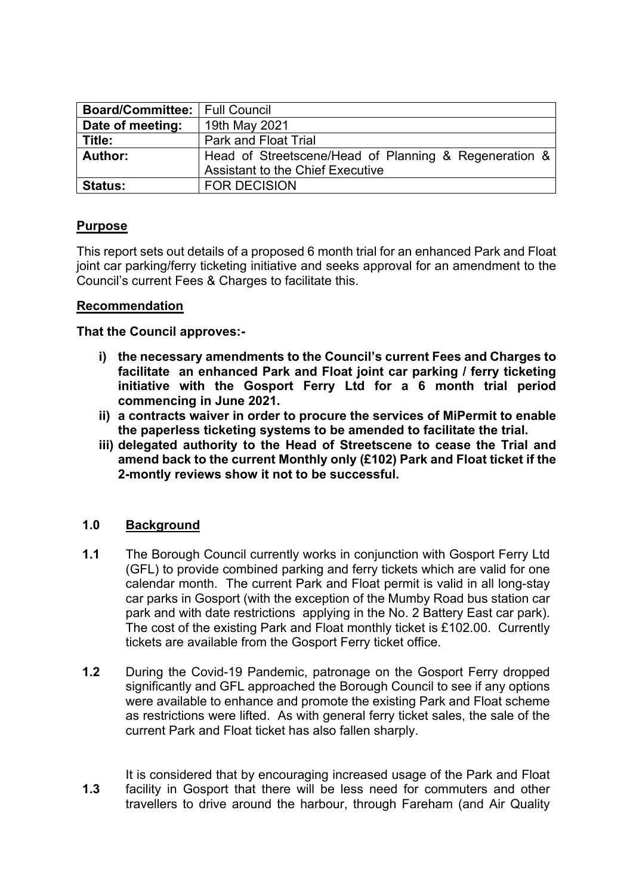| **Board/Committee:** | Full Council |
| --- | --- |
| **Date of meeting:** | 19th May 2021 |
| **Title:** | Park and Float Trial |
| **Author:** | Head of Streetscene/Head of Planning & Regeneration & Assistant to the Chief Executive |
| **Status:** | FOR DECISION |

## Purpose

This report sets out details of a proposed 6 month trial for an enhanced Park and Float joint car parking/ferry ticketing initiative and seeks approval for an amendment to the Council's current Fees & Charges to facilitate this.

## Recommendation

**That the Council approves:-**

- **i) the necessary amendments to the Council's current Fees and Charges to facilitate an enhanced Park and Float joint car parking / ferry ticketing initiative with the Gosport Ferry Ltd for a 6 month trial period commencing in June 2021.**
- **ii) a contracts waiver in order to procure the services of MiPermit to enable the paperless ticketing systems to be amended to facilitate the trial.**
- **iii) delegated authority to the Head of Streetscene to cease the Trial and amend back to the current Monthly only (£102) Park and Float ticket if the 2-montly reviews show it not to be successful.**

## 1.0 Background

**1.1** The Borough Council currently works in conjunction with Gosport Ferry Ltd (GFL) to provide combined parking and ferry tickets which are valid for one calendar month. The current Park and Float permit is valid in all long-stay car parks in Gosport (with the exception of the Mumby Road bus station car park and with date restrictions applying in the No. 2 Battery East car park). The cost of the existing Park and Float monthly ticket is £102.00. Currently tickets are available from the Gosport Ferry ticket office.

**1.2** During the Covid-19 Pandemic, patronage on the Gosport Ferry dropped significantly and GFL approached the Borough Council to see if any options were available to enhance and promote the existing Park and Float scheme as restrictions were lifted. As with general ferry ticket sales, the sale of the current Park and Float ticket has also fallen sharply.

**1.3** It is considered that by encouraging increased usage of the Park and Float facility in Gosport that there will be less need for commuters and other travellers to drive around the harbour, through Fareham (and Air Quality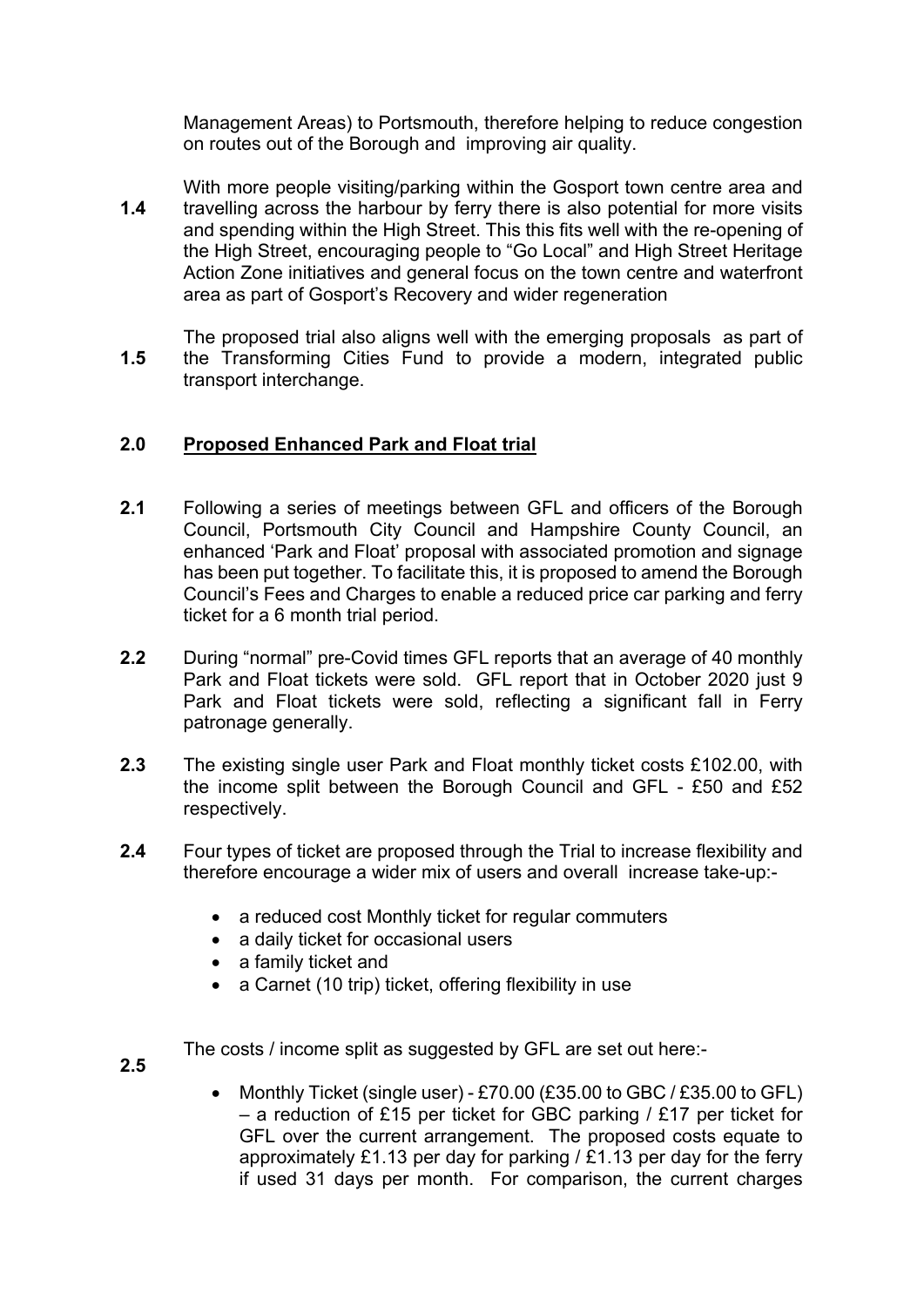Management Areas) to Portsmouth, therefore helping to reduce congestion on routes out of the Borough and improving air quality.

**1.4** With more people visiting/parking within the Gosport town centre area and travelling across the harbour by ferry there is also potential for more visits and spending within the High Street. This this fits well with the re-opening of the High Street, encouraging people to "Go Local" and High Street Heritage Action Zone initiatives and general focus on the town centre and waterfront area as part of Gosport's Recovery and wider regeneration

**1.5** The proposed trial also aligns well with the emerging proposals as part of the Transforming Cities Fund to provide a modern, integrated public transport interchange.

## 2.0 Proposed Enhanced Park and Float trial

**2.1** Following a series of meetings between GFL and officers of the Borough Council, Portsmouth City Council and Hampshire County Council, an enhanced 'Park and Float' proposal with associated promotion and signage has been put together. To facilitate this, it is proposed to amend the Borough Council's Fees and Charges to enable a reduced price car parking and ferry ticket for a 6 month trial period.

**2.2** During "normal" pre-Covid times GFL reports that an average of 40 monthly Park and Float tickets were sold. GFL report that in October 2020 just 9 Park and Float tickets were sold, reflecting a significant fall in Ferry patronage generally.

**2.3** The existing single user Park and Float monthly ticket costs £102.00, with the income split between the Borough Council and GFL - £50 and £52 respectively.

**2.4** Four types of ticket are proposed through the Trial to increase flexibility and therefore encourage a wider mix of users and overall increase take-up:-

- a reduced cost Monthly ticket for regular commuters
- a daily ticket for occasional users
- a family ticket and
- a Carnet (10 trip) ticket, offering flexibility in use

**2.5** The costs / income split as suggested by GFL are set out here:-

- Monthly Ticket (single user) - £70.00 (£35.00 to GBC / £35.00 to GFL) – a reduction of £15 per ticket for GBC parking / £17 per ticket for GFL over the current arrangement. The proposed costs equate to approximately £1.13 per day for parking / £1.13 per day for the ferry if used 31 days per month. For comparison, the current charges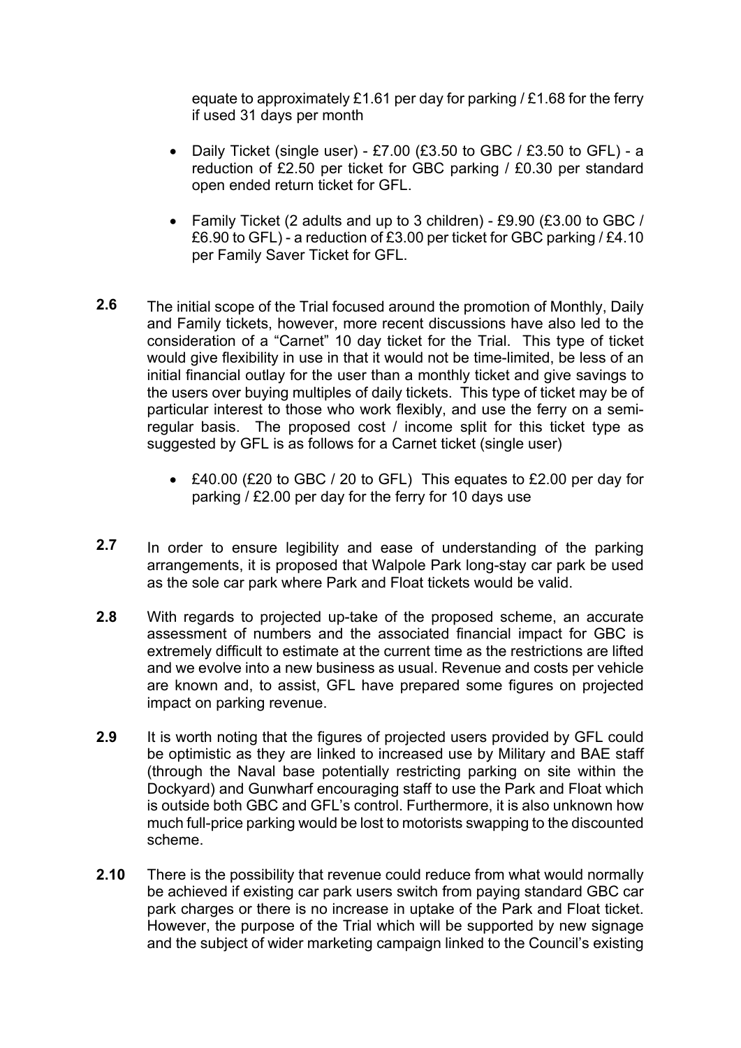equate to approximately £1.61 per day for parking / £1.68 for the ferry if used 31 days per month

- Daily Ticket (single user) - £7.00 (£3.50 to GBC / £3.50 to GFL) - a reduction of £2.50 per ticket for GBC parking / £0.30 per standard open ended return ticket for GFL.
- Family Ticket (2 adults and up to 3 children) - £9.90 (£3.00 to GBC / £6.90 to GFL) - a reduction of £3.00 per ticket for GBC parking / £4.10 per Family Saver Ticket for GFL.

**2.6** The initial scope of the Trial focused around the promotion of Monthly, Daily and Family tickets, however, more recent discussions have also led to the consideration of a "Carnet" 10 day ticket for the Trial. This type of ticket would give flexibility in use in that it would not be time-limited, be less of an initial financial outlay for the user than a monthly ticket and give savings to the users over buying multiples of daily tickets. This type of ticket may be of particular interest to those who work flexibly, and use the ferry on a semi-regular basis. The proposed cost / income split for this ticket type as suggested by GFL is as follows for a Carnet ticket (single user)

- £40.00 (£20 to GBC / 20 to GFL) This equates to £2.00 per day for parking / £2.00 per day for the ferry for 10 days use

**2.7** In order to ensure legibility and ease of understanding of the parking arrangements, it is proposed that Walpole Park long-stay car park be used as the sole car park where Park and Float tickets would be valid.

**2.8** With regards to projected up-take of the proposed scheme, an accurate assessment of numbers and the associated financial impact for GBC is extremely difficult to estimate at the current time as the restrictions are lifted and we evolve into a new business as usual. Revenue and costs per vehicle are known and, to assist, GFL have prepared some figures on projected impact on parking revenue.

**2.9** It is worth noting that the figures of projected users provided by GFL could be optimistic as they are linked to increased use by Military and BAE staff (through the Naval base potentially restricting parking on site within the Dockyard) and Gunwharf encouraging staff to use the Park and Float which is outside both GBC and GFL's control. Furthermore, it is also unknown how much full-price parking would be lost to motorists swapping to the discounted scheme.

**2.10** There is the possibility that revenue could reduce from what would normally be achieved if existing car park users switch from paying standard GBC car park charges or there is no increase in uptake of the Park and Float ticket. However, the purpose of the Trial which will be supported by new signage and the subject of wider marketing campaign linked to the Council's existing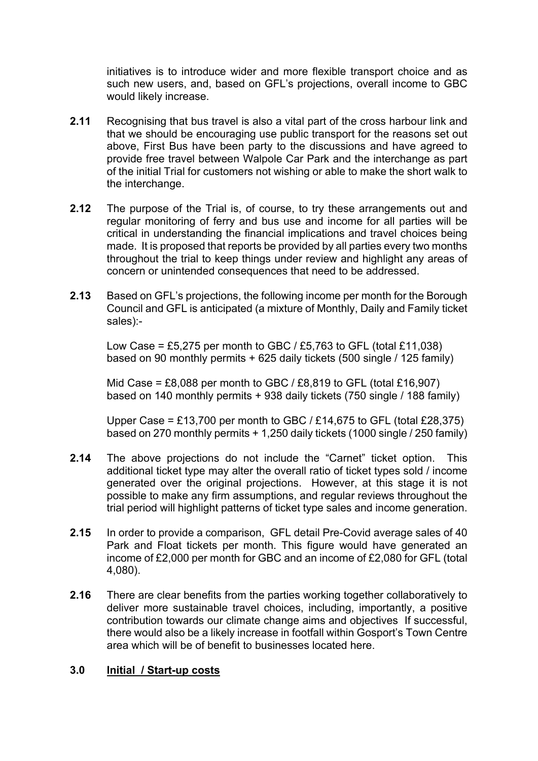initiatives is to introduce wider and more flexible transport choice and as such new users, and, based on GFL's projections, overall income to GBC would likely increase.

**2.11** Recognising that bus travel is also a vital part of the cross harbour link and that we should be encouraging use public transport for the reasons set out above, First Bus have been party to the discussions and have agreed to provide free travel between Walpole Car Park and the interchange as part of the initial Trial for customers not wishing or able to make the short walk to the interchange.

**2.12** The purpose of the Trial is, of course, to try these arrangements out and regular monitoring of ferry and bus use and income for all parties will be critical in understanding the financial implications and travel choices being made. It is proposed that reports be provided by all parties every two months throughout the trial to keep things under review and highlight any areas of concern or unintended consequences that need to be addressed.

**2.13** Based on GFL's projections, the following income per month for the Borough Council and GFL is anticipated (a mixture of Monthly, Daily and Family ticket sales):-

Low Case = £5,275 per month to GBC / £5,763 to GFL (total £11,038) based on 90 monthly permits + 625 daily tickets (500 single / 125 family)

Mid Case = £8,088 per month to GBC / £8,819 to GFL (total £16,907) based on 140 monthly permits + 938 daily tickets (750 single / 188 family)

Upper Case = £13,700 per month to GBC / £14,675 to GFL (total £28,375) based on 270 monthly permits + 1,250 daily tickets (1000 single / 250 family)

**2.14** The above projections do not include the "Carnet" ticket option. This additional ticket type may alter the overall ratio of ticket types sold / income generated over the original projections. However, at this stage it is not possible to make any firm assumptions, and regular reviews throughout the trial period will highlight patterns of ticket type sales and income generation.

**2.15** In order to provide a comparison, GFL detail Pre-Covid average sales of 40 Park and Float tickets per month. This figure would have generated an income of £2,000 per month for GBC and an income of £2,080 for GFL (total 4,080).

**2.16** There are clear benefits from the parties working together collaboratively to deliver more sustainable travel choices, including, importantly, a positive contribution towards our climate change aims and objectives If successful, there would also be a likely increase in footfall within Gosport's Town Centre area which will be of benefit to businesses located here.

## 3.0 Initial / Start-up costs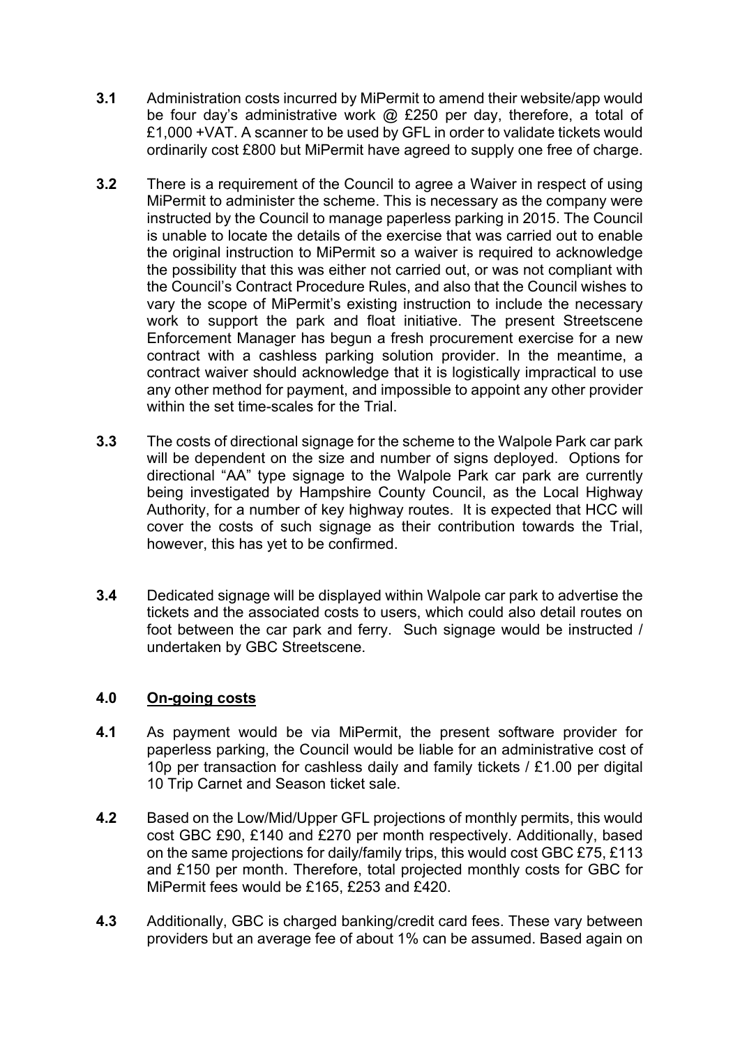**3.1** Administration costs incurred by MiPermit to amend their website/app would be four day's administrative work @ £250 per day, therefore, a total of £1,000 +VAT. A scanner to be used by GFL in order to validate tickets would ordinarily cost £800 but MiPermit have agreed to supply one free of charge.

**3.2** There is a requirement of the Council to agree a Waiver in respect of using MiPermit to administer the scheme. This is necessary as the company were instructed by the Council to manage paperless parking in 2015. The Council is unable to locate the details of the exercise that was carried out to enable the original instruction to MiPermit so a waiver is required to acknowledge the possibility that this was either not carried out, or was not compliant with the Council's Contract Procedure Rules, and also that the Council wishes to vary the scope of MiPermit's existing instruction to include the necessary work to support the park and float initiative. The present Streetscene Enforcement Manager has begun a fresh procurement exercise for a new contract with a cashless parking solution provider. In the meantime, a contract waiver should acknowledge that it is logistically impractical to use any other method for payment, and impossible to appoint any other provider within the set time-scales for the Trial.

**3.3** The costs of directional signage for the scheme to the Walpole Park car park will be dependent on the size and number of signs deployed. Options for directional "AA" type signage to the Walpole Park car park are currently being investigated by Hampshire County Council, as the Local Highway Authority, for a number of key highway routes. It is expected that HCC will cover the costs of such signage as their contribution towards the Trial, however, this has yet to be confirmed.

**3.4** Dedicated signage will be displayed within Walpole car park to advertise the tickets and the associated costs to users, which could also detail routes on foot between the car park and ferry. Such signage would be instructed / undertaken by GBC Streetscene.

## 4.0 On-going costs

**4.1** As payment would be via MiPermit, the present software provider for paperless parking, the Council would be liable for an administrative cost of 10p per transaction for cashless daily and family tickets / £1.00 per digital 10 Trip Carnet and Season ticket sale.

**4.2** Based on the Low/Mid/Upper GFL projections of monthly permits, this would cost GBC £90, £140 and £270 per month respectively. Additionally, based on the same projections for daily/family trips, this would cost GBC £75, £113 and £150 per month. Therefore, total projected monthly costs for GBC for MiPermit fees would be £165, £253 and £420.

**4.3** Additionally, GBC is charged banking/credit card fees. These vary between providers but an average fee of about 1% can be assumed. Based again on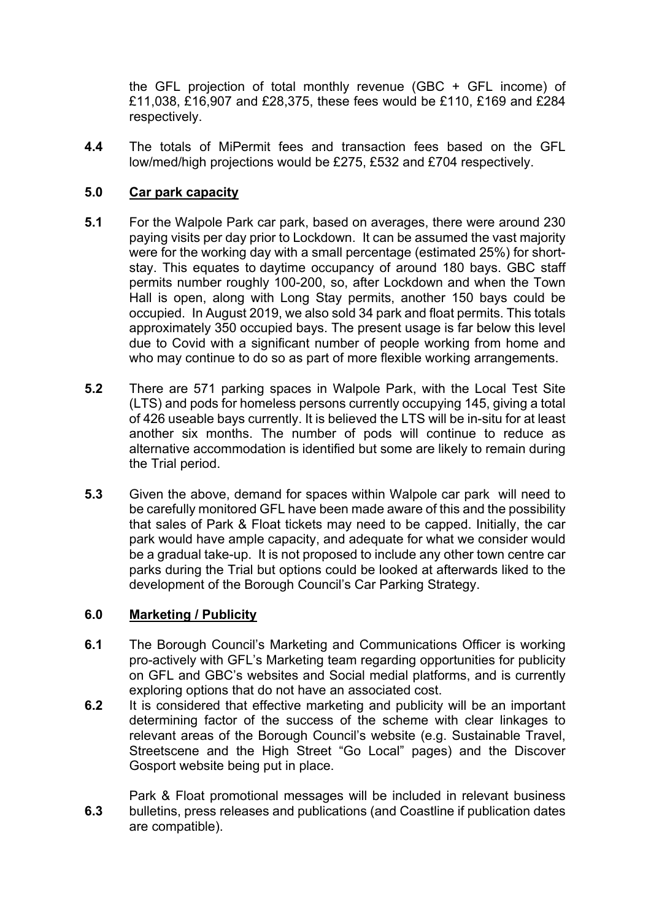the GFL projection of total monthly revenue (GBC + GFL income) of £11,038, £16,907 and £28,375, these fees would be £110, £169 and £284 respectively.

**4.4** The totals of MiPermit fees and transaction fees based on the GFL low/med/high projections would be £275, £532 and £704 respectively.

## 5.0 Car park capacity

**5.1** For the Walpole Park car park, based on averages, there were around 230 paying visits per day prior to Lockdown. It can be assumed the vast majority were for the working day with a small percentage (estimated 25%) for short-stay. This equates to daytime occupancy of around 180 bays. GBC staff permits number roughly 100-200, so, after Lockdown and when the Town Hall is open, along with Long Stay permits, another 150 bays could be occupied. In August 2019, we also sold 34 park and float permits. This totals approximately 350 occupied bays. The present usage is far below this level due to Covid with a significant number of people working from home and who may continue to do so as part of more flexible working arrangements.

**5.2** There are 571 parking spaces in Walpole Park, with the Local Test Site (LTS) and pods for homeless persons currently occupying 145, giving a total of 426 useable bays currently. It is believed the LTS will be in-situ for at least another six months. The number of pods will continue to reduce as alternative accommodation is identified but some are likely to remain during the Trial period.

**5.3** Given the above, demand for spaces within Walpole car park will need to be carefully monitored GFL have been made aware of this and the possibility that sales of Park & Float tickets may need to be capped. Initially, the car park would have ample capacity, and adequate for what we consider would be a gradual take-up. It is not proposed to include any other town centre car parks during the Trial but options could be looked at afterwards liked to the development of the Borough Council's Car Parking Strategy.

## 6.0 Marketing / Publicity

**6.1** The Borough Council's Marketing and Communications Officer is working pro-actively with GFL's Marketing team regarding opportunities for publicity on GFL and GBC's websites and Social medial platforms, and is currently exploring options that do not have an associated cost.

**6.2** It is considered that effective marketing and publicity will be an important determining factor of the success of the scheme with clear linkages to relevant areas of the Borough Council's website (e.g. Sustainable Travel, Streetscene and the High Street "Go Local" pages) and the Discover Gosport website being put in place.

**6.3** Park & Float promotional messages will be included in relevant business bulletins, press releases and publications (and Coastline if publication dates are compatible).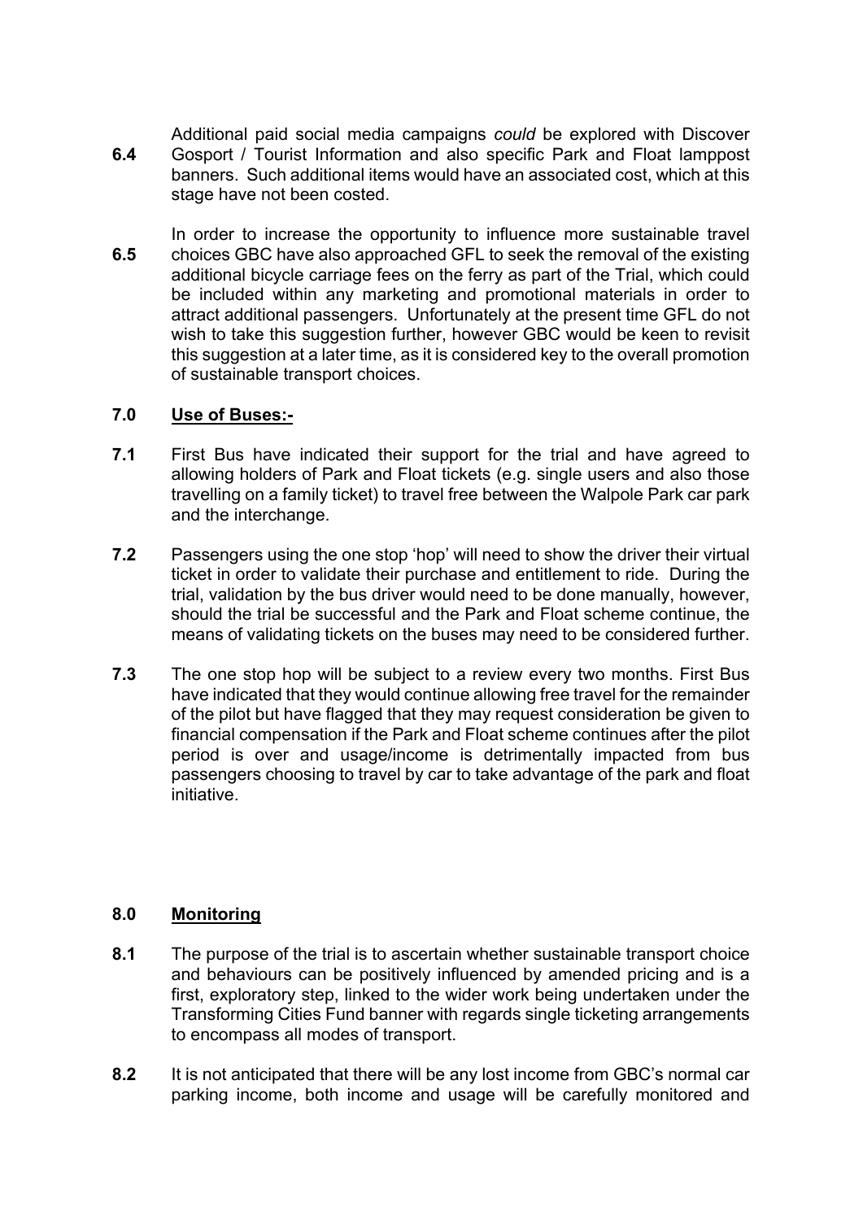**6.4** Additional paid social media campaigns *could* be explored with Discover Gosport / Tourist Information and also specific Park and Float lamppost banners. Such additional items would have an associated cost, which at this stage have not been costed.

**6.5** In order to increase the opportunity to influence more sustainable travel choices GBC have also approached GFL to seek the removal of the existing additional bicycle carriage fees on the ferry as part of the Trial, which could be included within any marketing and promotional materials in order to attract additional passengers. Unfortunately at the present time GFL do not wish to take this suggestion further, however GBC would be keen to revisit this suggestion at a later time, as it is considered key to the overall promotion of sustainable transport choices.

## 7.0 Use of Buses:-

**7.1** First Bus have indicated their support for the trial and have agreed to allowing holders of Park and Float tickets (e.g. single users and also those travelling on a family ticket) to travel free between the Walpole Park car park and the interchange.

**7.2** Passengers using the one stop 'hop' will need to show the driver their virtual ticket in order to validate their purchase and entitlement to ride. During the trial, validation by the bus driver would need to be done manually, however, should the trial be successful and the Park and Float scheme continue, the means of validating tickets on the buses may need to be considered further.

**7.3** The one stop hop will be subject to a review every two months. First Bus have indicated that they would continue allowing free travel for the remainder of the pilot but have flagged that they may request consideration be given to financial compensation if the Park and Float scheme continues after the pilot period is over and usage/income is detrimentally impacted from bus passengers choosing to travel by car to take advantage of the park and float initiative.

## 8.0 Monitoring

**8.1** The purpose of the trial is to ascertain whether sustainable transport choice and behaviours can be positively influenced by amended pricing and is a first, exploratory step, linked to the wider work being undertaken under the Transforming Cities Fund banner with regards single ticketing arrangements to encompass all modes of transport.

**8.2** It is not anticipated that there will be any lost income from GBC's normal car parking income, both income and usage will be carefully monitored and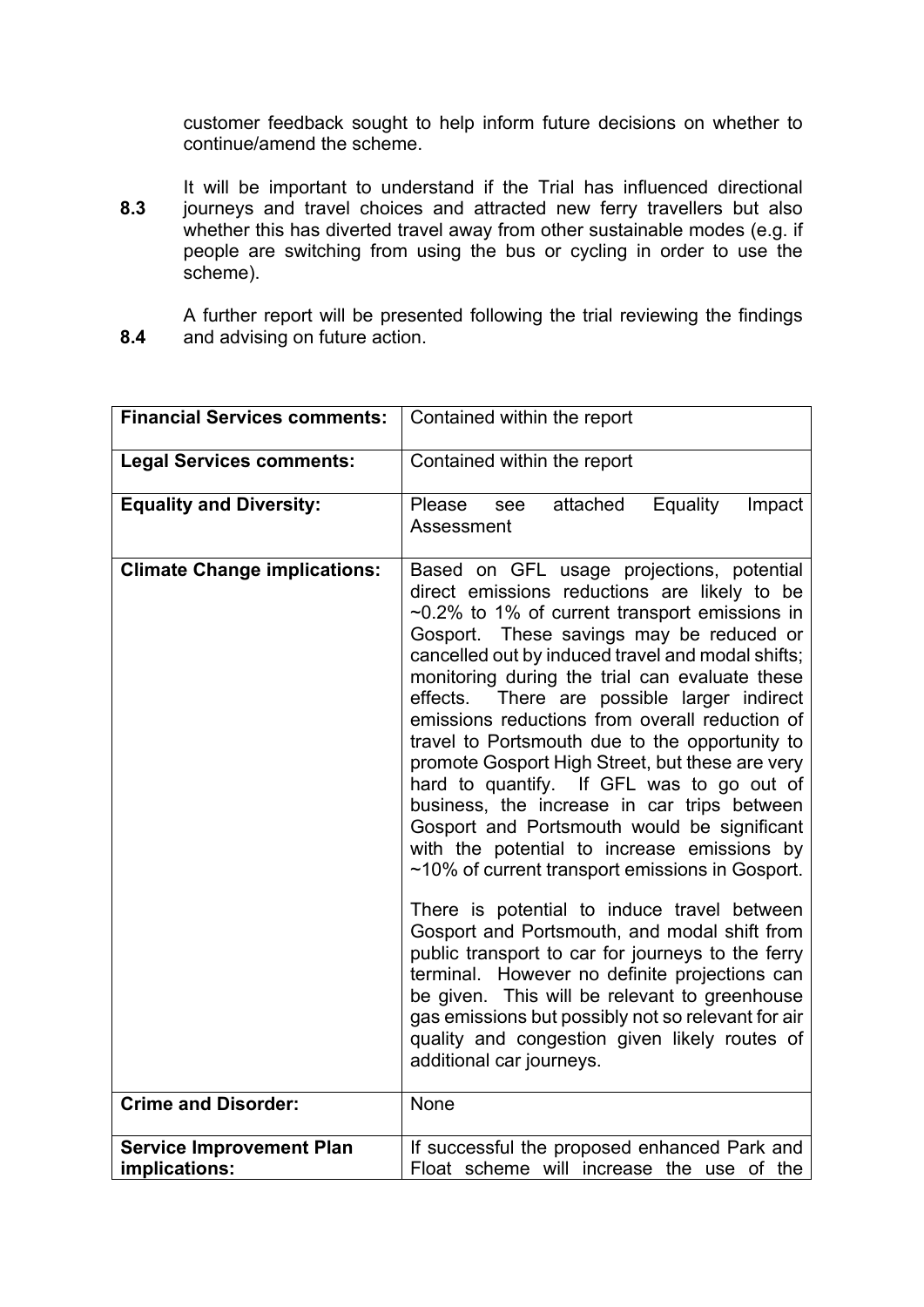customer feedback sought to help inform future decisions on whether to continue/amend the scheme.

**8.3** It will be important to understand if the Trial has influenced directional journeys and travel choices and attracted new ferry travellers but also whether this has diverted travel away from other sustainable modes (e.g. if people are switching from using the bus or cycling in order to use the scheme).

**8.4** A further report will be presented following the trial reviewing the findings and advising on future action.

| **Financial Services comments:** | Contained within the report |
|---|---|
| **Legal Services comments:** | Contained within the report |
| **Equality and Diversity:** | Please see attached Equality Impact Assessment |
| **Climate Change implications:** | Based on GFL usage projections, potential direct emissions reductions are likely to be ~0.2% to 1% of current transport emissions in Gosport. These savings may be reduced or cancelled out by induced travel and modal shifts; monitoring during the trial can evaluate these effects. There are possible larger indirect emissions reductions from overall reduction of travel to Portsmouth due to the opportunity to promote Gosport High Street, but these are very hard to quantify. If GFL was to go out of business, the increase in car trips between Gosport and Portsmouth would be significant with the potential to increase emissions by ~10% of current transport emissions in Gosport.<br><br>There is potential to induce travel between Gosport and Portsmouth, and modal shift from public transport to car for journeys to the ferry terminal. However no definite projections can be given. This will be relevant to greenhouse gas emissions but possibly not so relevant for air quality and congestion given likely routes of additional car journeys. |
| **Crime and Disorder:** | None |
| **Service Improvement Plan implications:** | If successful the proposed enhanced Park and Float scheme will increase the use of the |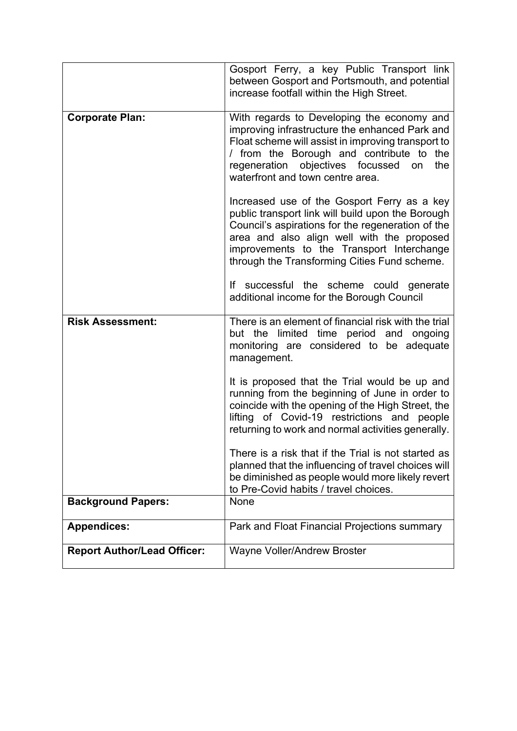| | |
|---|---|
| | Gosport Ferry, a key Public Transport link between Gosport and Portsmouth, and potential increase footfall within the High Street. |
| **Corporate Plan:** | With regards to Developing the economy and improving infrastructure the enhanced Park and Float scheme will assist in improving transport to / from the Borough and contribute to the regeneration objectives focussed on the waterfront and town centre area.<br><br>Increased use of the Gosport Ferry as a key public transport link will build upon the Borough Council's aspirations for the regeneration of the area and also align well with the proposed improvements to the Transport Interchange through the Transforming Cities Fund scheme.<br><br>If successful the scheme could generate additional income for the Borough Council |
| **Risk Assessment:** | There is an element of financial risk with the trial but the limited time period and ongoing monitoring are considered to be adequate management.<br><br>It is proposed that the Trial would be up and running from the beginning of June in order to coincide with the opening of the High Street, the lifting of Covid-19 restrictions and people returning to work and normal activities generally.<br><br>There is a risk that if the Trial is not started as planned that the influencing of travel choices will be diminished as people would more likely revert to Pre-Covid habits / travel choices. |
| **Background Papers:** | None |
| **Appendices:** | Park and Float Financial Projections summary |
| **Report Author/Lead Officer:** | Wayne Voller/Andrew Broster |